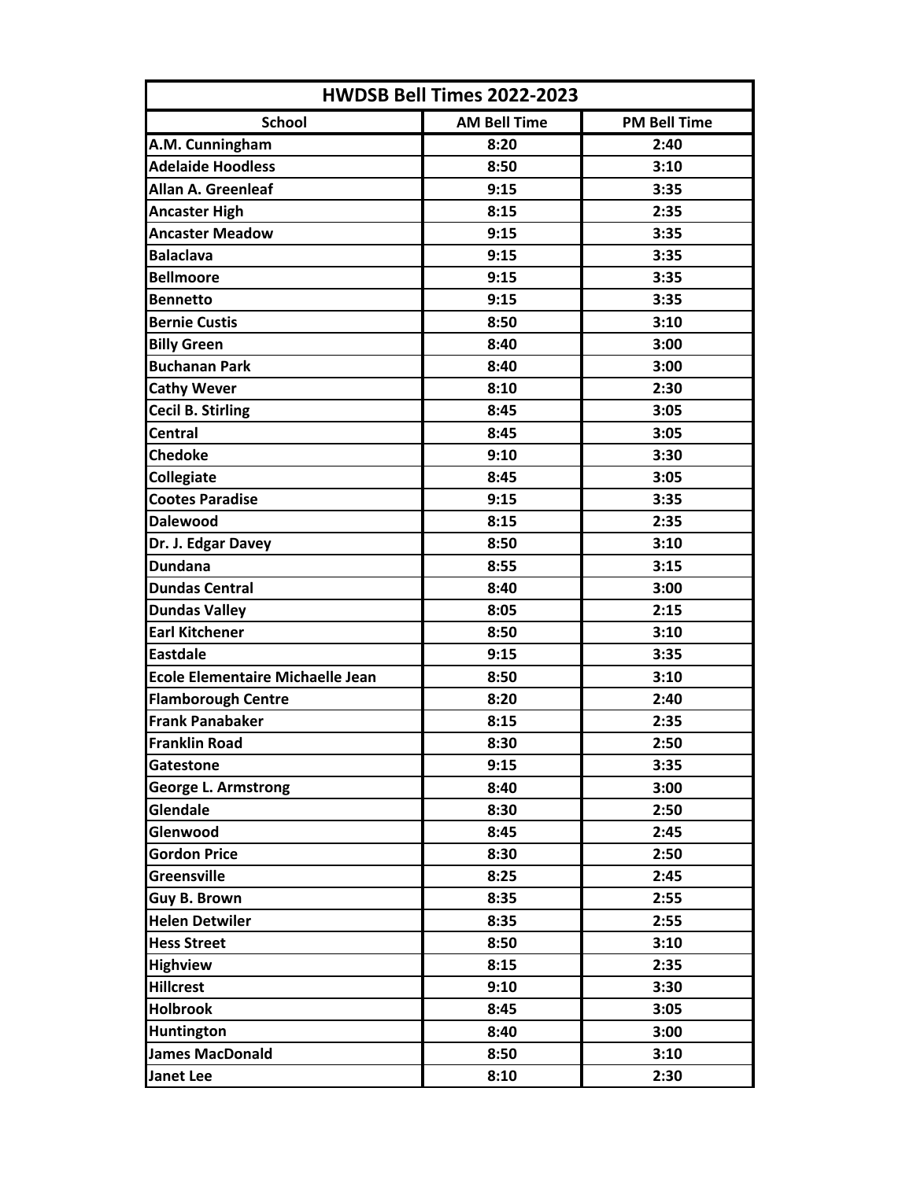| HWDSB Bell Times 2022-2023 | | |
|---|---|---|
| **School** | **AM Bell Time** | **PM Bell Time** |
| A.M. Cunningham | 8:20 | 2:40 |
| Adelaide Hoodless | 8:50 | 3:10 |
| Allan A. Greenleaf | 9:15 | 3:35 |
| Ancaster High | 8:15 | 2:35 |
| Ancaster Meadow | 9:15 | 3:35 |
| Balaclava | 9:15 | 3:35 |
| Bellmoore | 9:15 | 3:35 |
| Bennetto | 9:15 | 3:35 |
| Bernie Custis | 8:50 | 3:10 |
| Billy Green | 8:40 | 3:00 |
| Buchanan Park | 8:40 | 3:00 |
| Cathy Wever | 8:10 | 2:30 |
| Cecil B. Stirling | 8:45 | 3:05 |
| Central | 8:45 | 3:05 |
| Chedoke | 9:10 | 3:30 |
| Collegiate | 8:45 | 3:05 |
| Cootes Paradise | 9:15 | 3:35 |
| Dalewood | 8:15 | 2:35 |
| Dr. J. Edgar Davey | 8:50 | 3:10 |
| Dundana | 8:55 | 3:15 |
| Dundas Central | 8:40 | 3:00 |
| Dundas Valley | 8:05 | 2:15 |
| Earl Kitchener | 8:50 | 3:10 |
| Eastdale | 9:15 | 3:35 |
| Ecole Elementaire Michaelle Jean | 8:50 | 3:10 |
| Flamborough Centre | 8:20 | 2:40 |
| Frank Panabaker | 8:15 | 2:35 |
| Franklin Road | 8:30 | 2:50 |
| Gatestone | 9:15 | 3:35 |
| George L. Armstrong | 8:40 | 3:00 |
| Glendale | 8:30 | 2:50 |
| Glenwood | 8:45 | 2:45 |
| Gordon Price | 8:30 | 2:50 |
| Greensville | 8:25 | 2:45 |
| Guy B. Brown | 8:35 | 2:55 |
| Helen Detwiler | 8:35 | 2:55 |
| Hess Street | 8:50 | 3:10 |
| Highview | 8:15 | 2:35 |
| Hillcrest | 9:10 | 3:30 |
| Holbrook | 8:45 | 3:05 |
| Huntington | 8:40 | 3:00 |
| James MacDonald | 8:50 | 3:10 |
| Janet Lee | 8:10 | 2:30 |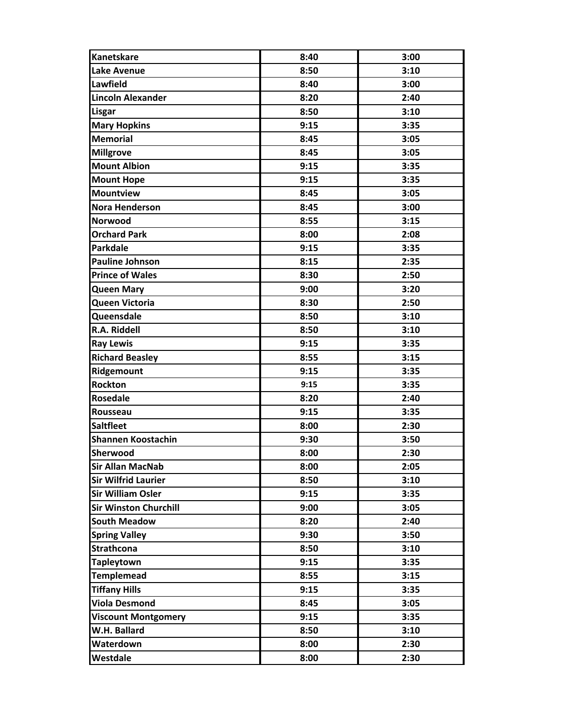| | | |
|---|---|---|
| **Kanetskare** | **8:40** | **3:00** |
| **Lake Avenue** | **8:50** | **3:10** |
| **Lawfield** | **8:40** | **3:00** |
| **Lincoln Alexander** | **8:20** | **2:40** |
| **Lisgar** | **8:50** | **3:10** |
| **Mary Hopkins** | **9:15** | **3:35** |
| **Memorial** | **8:45** | **3:05** |
| **Millgrove** | **8:45** | **3:05** |
| **Mount Albion** | **9:15** | **3:35** |
| **Mount Hope** | **9:15** | **3:35** |
| **Mountview** | **8:45** | **3:05** |
| **Nora Henderson** | **8:45** | **3:00** |
| **Norwood** | **8:55** | **3:15** |
| **Orchard Park** | **8:00** | **2:08** |
| **Parkdale** | **9:15** | **3:35** |
| **Pauline Johnson** | **8:15** | **2:35** |
| **Prince of Wales** | **8:30** | **2:50** |
| **Queen Mary** | **9:00** | **3:20** |
| **Queen Victoria** | **8:30** | **2:50** |
| **Queensdale** | **8:50** | **3:10** |
| **R.A. Riddell** | **8:50** | **3:10** |
| **Ray Lewis** | **9:15** | **3:35** |
| **Richard Beasley** | **8:55** | **3:15** |
| **Ridgemount** | **9:15** | **3:35** |
| **Rockton** | **9:15** | **3:35** |
| **Rosedale** | **8:20** | **2:40** |
| **Rousseau** | **9:15** | **3:35** |
| **Saltfleet** | **8:00** | **2:30** |
| **Shannen Koostachin** | **9:30** | **3:50** |
| **Sherwood** | **8:00** | **2:30** |
| **Sir Allan MacNab** | **8:00** | **2:05** |
| **Sir Wilfrid Laurier** | **8:50** | **3:10** |
| **Sir William Osler** | **9:15** | **3:35** |
| **Sir Winston Churchill** | **9:00** | **3:05** |
| **South Meadow** | **8:20** | **2:40** |
| **Spring Valley** | **9:30** | **3:50** |
| **Strathcona** | **8:50** | **3:10** |
| **Tapleytown** | **9:15** | **3:35** |
| **Templemead** | **8:55** | **3:15** |
| **Tiffany Hills** | **9:15** | **3:35** |
| **Viola Desmond** | **8:45** | **3:05** |
| **Viscount Montgomery** | **9:15** | **3:35** |
| **W.H. Ballard** | **8:50** | **3:10** |
| **Waterdown** | **8:00** | **2:30** |
| **Westdale** | **8:00** | **2:30** |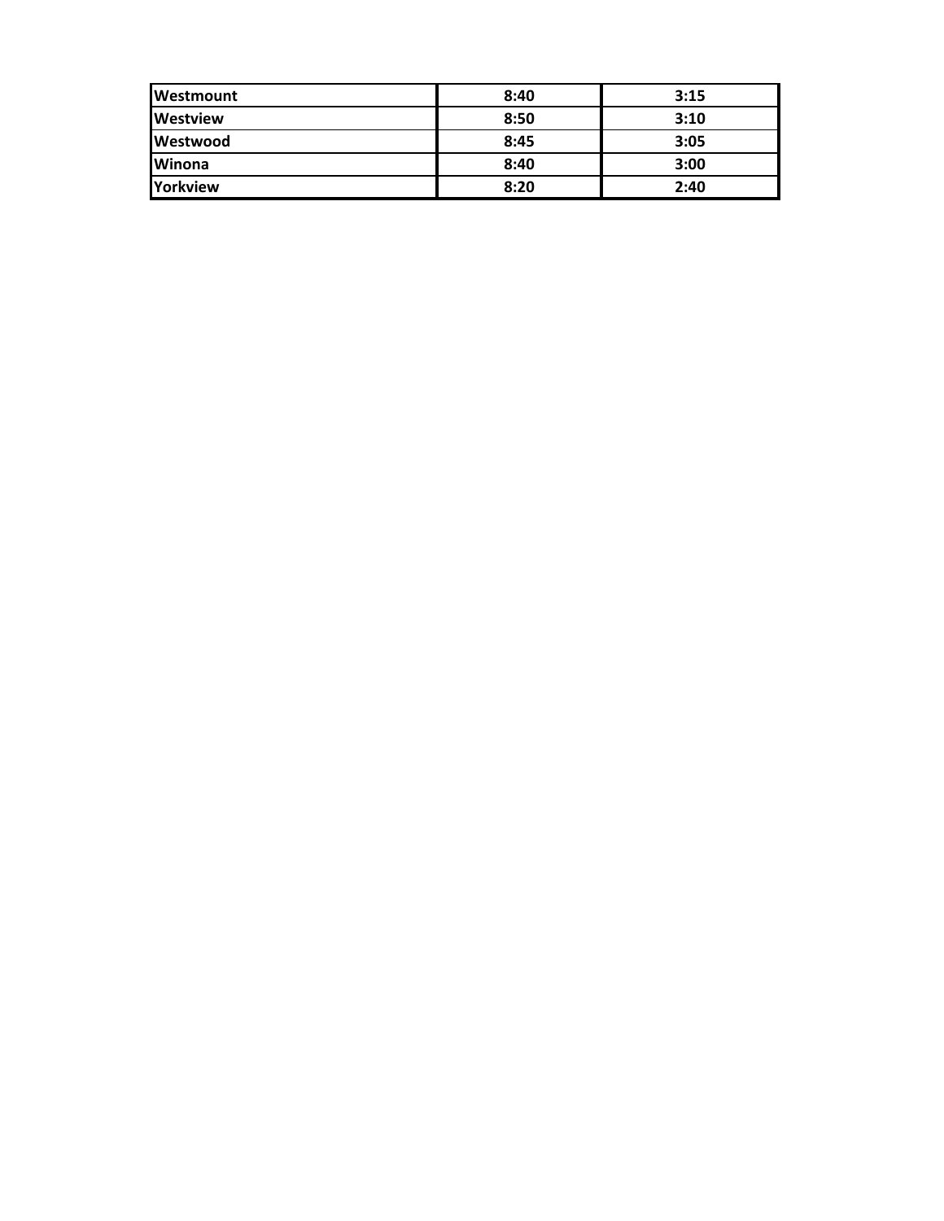| | | |
|---|---|---|
| **Westmount** | **8:40** | **3:15** |
| **Westview** | **8:50** | **3:10** |
| **Westwood** | **8:45** | **3:05** |
| **Winona** | **8:40** | **3:00** |
| **Yorkview** | **8:20** | **2:40** |